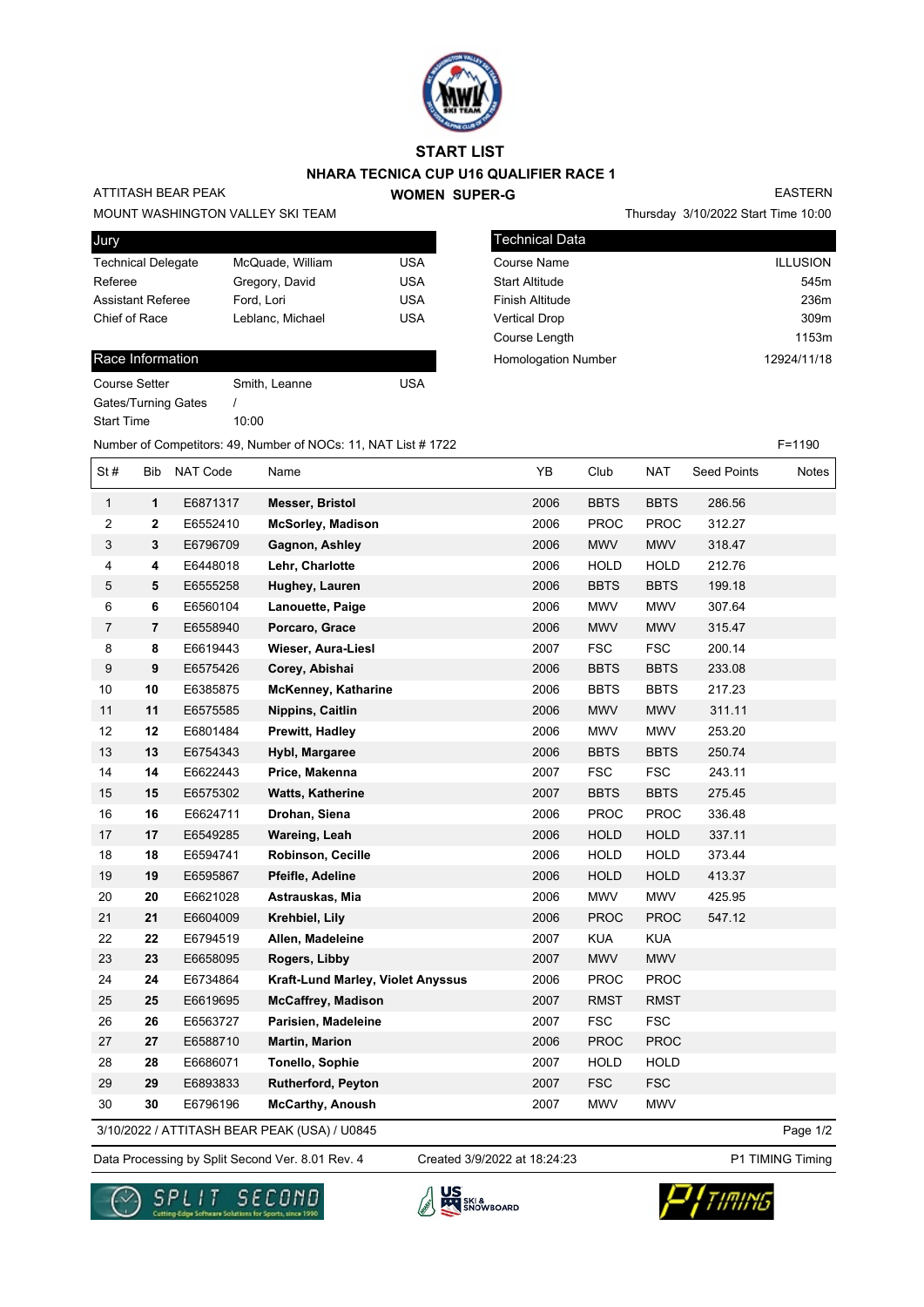# START LIST

## NHARA TECNICA CUP U16 QUALIFIER RACE 1

### WOMEN SUPER-G

ATTITASH BEAR PEAK

MOUNT WASHINGTON VALLEY SKI TEAM

EASTERN

Thursday 3/10/2022 Start Time 10:00

| Jury | | |
|---|---|---|
| Technical Delegate | McQuade, William | USA |
| Referee | Gregory, David | USA |
| Assistant Referee | Ford, Lori | USA |
| Chief of Race | Leblanc, Michael | USA |

| Technical Data | |
|---|---|
| Course Name | ILLUSION |
| Start Altitude | 545m |
| Finish Altitude | 236m |
| Vertical Drop | 309m |
| Course Length | 1153m |
| Homologation Number | 12924/11/18 |

| Race Information | | |
|---|---|---|
| Course Setter | Smith, Leanne | USA |
| Gates/Turning Gates | / | |
| Start Time | 10:00 | |

Number of Competitors: 49, Number of NOCs: 11, NAT List # 1722

F=1190

| St # | Bib | NAT Code | Name | YB | Club | NAT | Seed Points | Notes |
|---|---|---|---|---|---|---|---|---|
| 1 | **1** | E6871317 | **Messer, Bristol** | 2006 | BBTS | BBTS | 286.56 | |
| 2 | **2** | E6552410 | **McSorley, Madison** | 2006 | PROC | PROC | 312.27 | |
| 3 | **3** | E6796709 | **Gagnon, Ashley** | 2006 | MWV | MWV | 318.47 | |
| 4 | **4** | E6448018 | **Lehr, Charlotte** | 2006 | HOLD | HOLD | 212.76 | |
| 5 | **5** | E6555258 | **Hughey, Lauren** | 2006 | BBTS | BBTS | 199.18 | |
| 6 | **6** | E6560104 | **Lanouette, Paige** | 2006 | MWV | MWV | 307.64 | |
| 7 | **7** | E6558940 | **Porcaro, Grace** | 2006 | MWV | MWV | 315.47 | |
| 8 | **8** | E6619443 | **Wieser, Aura-Liesl** | 2007 | FSC | FSC | 200.14 | |
| 9 | **9** | E6575426 | **Corey, Abishai** | 2006 | BBTS | BBTS | 233.08 | |
| 10 | **10** | E6385875 | **McKenney, Katharine** | 2006 | BBTS | BBTS | 217.23 | |
| 11 | **11** | E6575585 | **Nippins, Caitlin** | 2006 | MWV | MWV | 311.11 | |
| 12 | **12** | E6801484 | **Prewitt, Hadley** | 2006 | MWV | MWV | 253.20 | |
| 13 | **13** | E6754343 | **Hybl, Margaree** | 2006 | BBTS | BBTS | 250.74 | |
| 14 | **14** | E6622443 | **Price, Makenna** | 2007 | FSC | FSC | 243.11 | |
| 15 | **15** | E6575302 | **Watts, Katherine** | 2007 | BBTS | BBTS | 275.45 | |
| 16 | **16** | E6624711 | **Drohan, Siena** | 2006 | PROC | PROC | 336.48 | |
| 17 | **17** | E6549285 | **Wareing, Leah** | 2006 | HOLD | HOLD | 337.11 | |
| 18 | **18** | E6594741 | **Robinson, Cecille** | 2006 | HOLD | HOLD | 373.44 | |
| 19 | **19** | E6595867 | **Pfeifle, Adeline** | 2006 | HOLD | HOLD | 413.37 | |
| 20 | **20** | E6621028 | **Astrauskas, Mia** | 2006 | MWV | MWV | 425.95 | |
| 21 | **21** | E6604009 | **Krehbiel, Lily** | 2006 | PROC | PROC | 547.12 | |
| 22 | **22** | E6794519 | **Allen, Madeleine** | 2007 | KUA | KUA | | |
| 23 | **23** | E6658095 | **Rogers, Libby** | 2007 | MWV | MWV | | |
| 24 | **24** | E6734864 | **Kraft-Lund Marley, Violet Anyssus** | 2006 | PROC | PROC | | |
| 25 | **25** | E6619695 | **McCaffrey, Madison** | 2007 | RMST | RMST | | |
| 26 | **26** | E6563727 | **Parisien, Madeleine** | 2007 | FSC | FSC | | |
| 27 | **27** | E6588710 | **Martin, Marion** | 2006 | PROC | PROC | | |
| 28 | **28** | E6686071 | **Tonello, Sophie** | 2007 | HOLD | HOLD | | |
| 29 | **29** | E6893833 | **Rutherford, Peyton** | 2007 | FSC | FSC | | |
| 30 | **30** | E6796196 | **McCarthy, Anoush** | 2007 | MWV | MWV | | |

3/10/2022 / ATTITASH BEAR PEAK (USA) / U0845

Data Processing by Split Second Ver. 8.01 Rev. 4 | Created 3/9/2022 at 18:24:23 | P1 TIMING Timing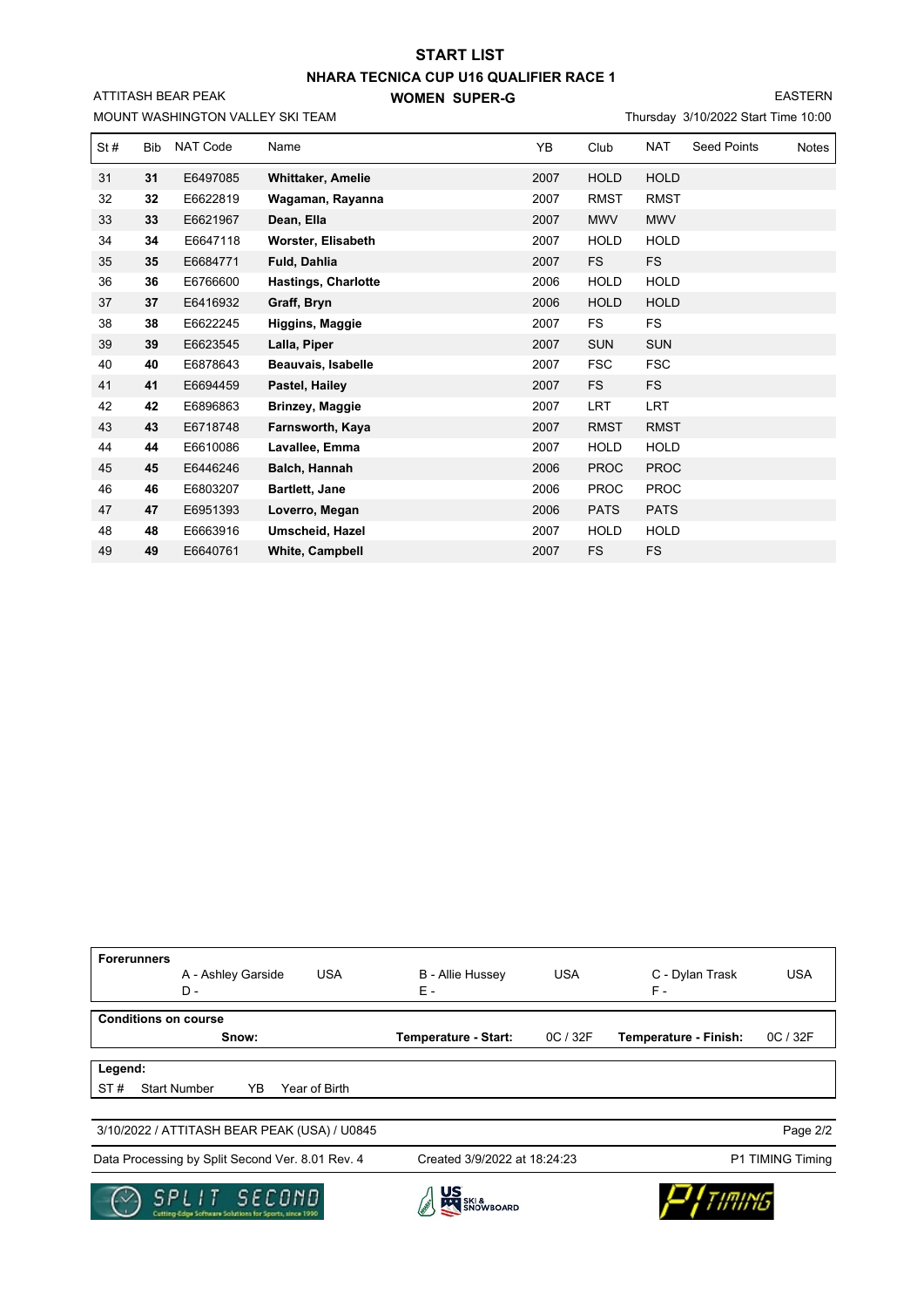# START LIST

## NHARA TECNICA CUP U16 QUALIFIER RACE 1

### WOMEN SUPER-G

ATTITASH BEAR PEAK

MOUNT WASHINGTON VALLEY SKI TEAM

EASTERN

Thursday 3/10/2022 Start Time 10:00

| St # | Bib | NAT Code | Name | YB | Club | NAT | Seed Points | Notes |
|---|---|---|---|---|---|---|---|---|
| 31 | **31** | E6497085 | **Whittaker, Amelie** | 2007 | HOLD | HOLD | | |
| 32 | **32** | E6622819 | **Wagaman, Rayanna** | 2007 | RMST | RMST | | |
| 33 | **33** | E6621967 | **Dean, Ella** | 2007 | MWV | MWV | | |
| 34 | **34** | E6647118 | **Worster, Elisabeth** | 2007 | HOLD | HOLD | | |
| 35 | **35** | E6684771 | **Fuld, Dahlia** | 2007 | FS | FS | | |
| 36 | **36** | E6766600 | **Hastings, Charlotte** | 2006 | HOLD | HOLD | | |
| 37 | **37** | E6416932 | **Graff, Bryn** | 2006 | HOLD | HOLD | | |
| 38 | **38** | E6622245 | **Higgins, Maggie** | 2007 | FS | FS | | |
| 39 | **39** | E6623545 | **Lalla, Piper** | 2007 | SUN | SUN | | |
| 40 | **40** | E6878643 | **Beauvais, Isabelle** | 2007 | FSC | FSC | | |
| 41 | **41** | E6694459 | **Pastel, Hailey** | 2007 | FS | FS | | |
| 42 | **42** | E6896863 | **Brinzey, Maggie** | 2007 | LRT | LRT | | |
| 43 | **43** | E6718748 | **Farnsworth, Kaya** | 2007 | RMST | RMST | | |
| 44 | **44** | E6610086 | **Lavallee, Emma** | 2007 | HOLD | HOLD | | |
| 45 | **45** | E6446246 | **Balch, Hannah** | 2006 | PROC | PROC | | |
| 46 | **46** | E6803207 | **Bartlett, Jane** | 2006 | PROC | PROC | | |
| 47 | **47** | E6951393 | **Loverro, Megan** | 2006 | PATS | PATS | | |
| 48 | **48** | E6663916 | **Umscheid, Hazel** | 2007 | HOLD | HOLD | | |
| 49 | **49** | E6640761 | **White, Campbell** | 2007 | FS | FS | | |

**Forerunners**

| | | | | | |
|---|---|---|---|---|---|
| A - Ashley Garside | USA | B - Allie Hussey | USA | C - Dylan Trask | USA |
| D - | | E - | | F - | |

**Conditions on course**

| | | | | |
|---|---|---|---|---|
| **Snow:** | **Temperature - Start:** | 0C / 32F | **Temperature - Finish:** | 0C / 32F |

**Legend:**

ST # Start Number   YB Year of Birth

3/10/2022 / ATTITASH BEAR PEAK (USA) / U0845

Data Processing by Split Second Ver. 8.01 Rev. 4   Created 3/9/2022 at 18:24:23   P1 TIMING Timing